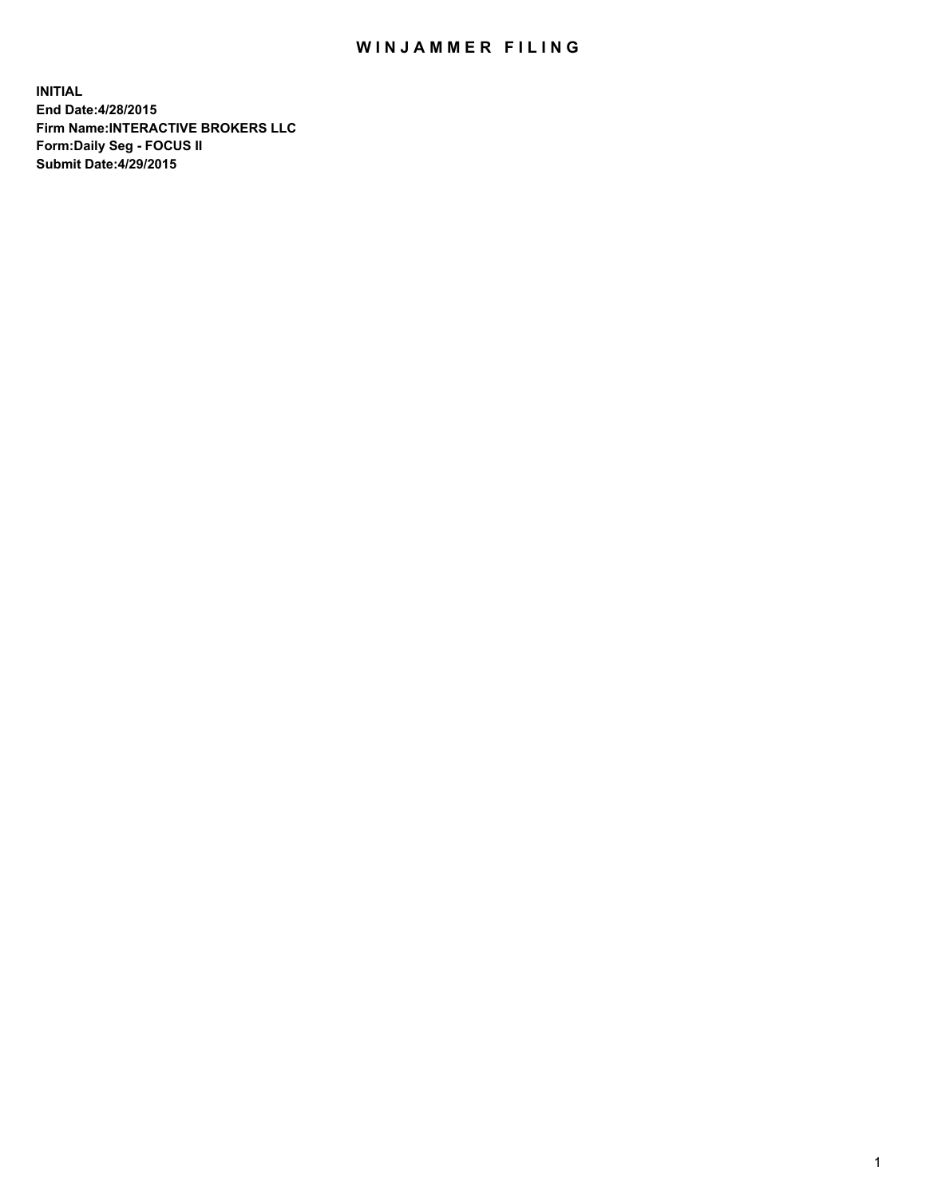# WINJAMMER FILING

**INITIAL**
**End Date:4/28/2015**
**Firm Name:INTERACTIVE BROKERS LLC**
**Form:Daily Seg - FOCUS II**
**Submit Date:4/29/2015**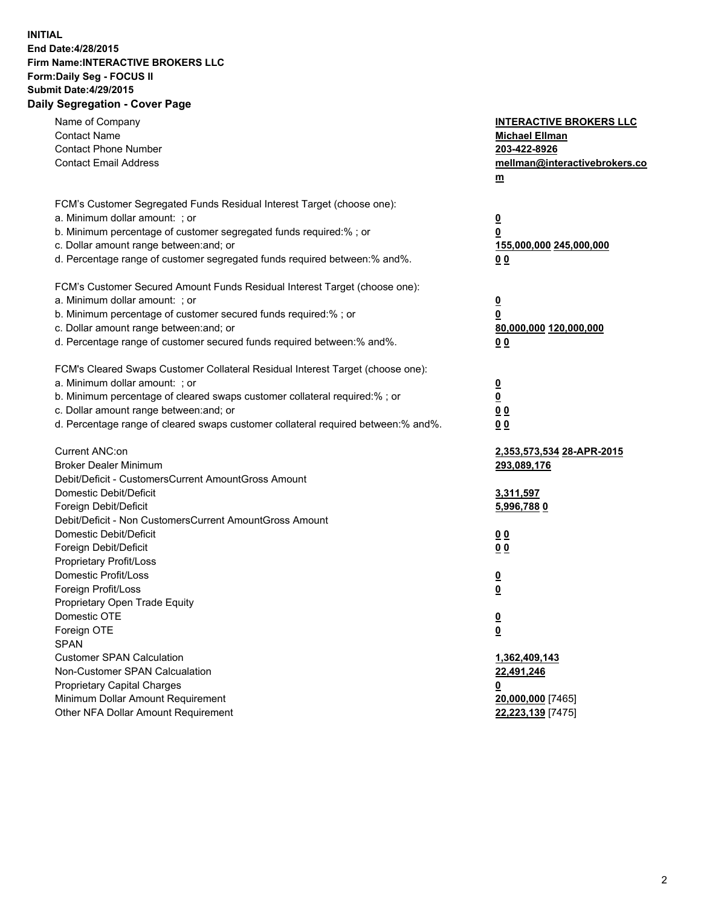**INITIAL**
**End Date:4/28/2015**
**Firm Name:INTERACTIVE BROKERS LLC**
**Form:Daily Seg - FOCUS II**
**Submit Date:4/29/2015**
**Daily Segregation - Cover Page**

| | |
|---|---|
| Name of Company | **INTERACTIVE BROKERS LLC** |
| Contact Name | **Michael Ellman** |
| Contact Phone Number | **203-422-8926** |
| Contact Email Address | **mellman@interactivebrokers.com** |
| | |
| FCM's Customer Segregated Funds Residual Interest Target (choose one): | |
| a. Minimum dollar amount: ; or | **0** |
| b. Minimum percentage of customer segregated funds required:% ; or | **0** |
| c. Dollar amount range between:and; or | **155,000,000 245,000,000** |
| d. Percentage range of customer segregated funds required between:% and%. | **0 0** |
| | |
| FCM's Customer Secured Amount Funds Residual Interest Target (choose one): | |
| a. Minimum dollar amount: ; or | **0** |
| b. Minimum percentage of customer secured funds required:% ; or | **0** |
| c. Dollar amount range between:and; or | **80,000,000 120,000,000** |
| d. Percentage range of customer secured funds required between:% and%. | **0 0** |
| | |
| FCM's Cleared Swaps Customer Collateral Residual Interest Target (choose one): | |
| a. Minimum dollar amount: ; or | **0** |
| b. Minimum percentage of cleared swaps customer collateral required:% ; or | **0** |
| c. Dollar amount range between:and; or | **0 0** |
| d. Percentage range of cleared swaps customer collateral required between:% and%. | **0 0** |
| | |
| Current ANC:on | **2,353,573,534 28-APR-2015** |
| Broker Dealer Minimum | **293,089,176** |
| Debit/Deficit - CustomersCurrent AmountGross Amount | |
| Domestic Debit/Deficit | **3,311,597** |
| Foreign Debit/Deficit | **5,996,788 0** |
| Debit/Deficit - Non CustomersCurrent AmountGross Amount | |
| Domestic Debit/Deficit | **0 0** |
| Foreign Debit/Deficit | **0 0** |
| Proprietary Profit/Loss | |
| Domestic Profit/Loss | **0** |
| Foreign Profit/Loss | **0** |
| Proprietary Open Trade Equity | |
| Domestic OTE | **0** |
| Foreign OTE | **0** |
| SPAN | |
| Customer SPAN Calculation | **1,362,409,143** |
| Non-Customer SPAN Calcualation | **22,491,246** |
| Proprietary Capital Charges | **0** |
| Minimum Dollar Amount Requirement | **20,000,000** [7465] |
| Other NFA Dollar Amount Requirement | **22,223,139** [7475] |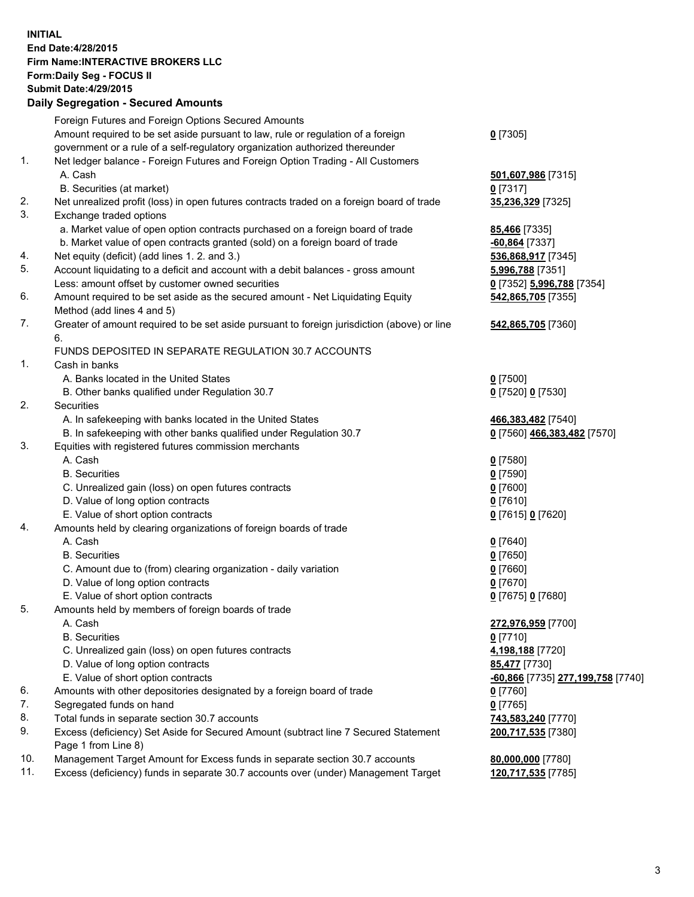**INITIAL**
**End Date:4/28/2015**
**Firm Name:INTERACTIVE BROKERS LLC**
**Form:Daily Seg - FOCUS II**
**Submit Date:4/29/2015**

**Daily Segregation - Secured Amounts**

| | | |
|---|---|---|
| | Foreign Futures and Foreign Options Secured Amounts | |
| | Amount required to be set aside pursuant to law, rule or regulation of a foreign government or a rule of a self-regulatory organization authorized thereunder | 0 [7305] |
| 1. | Net ledger balance - Foreign Futures and Foreign Option Trading - All Customers | |
| | A. Cash | 501,607,986 [7315] |
| | B. Securities (at market) | 0 [7317] |
| 2. | Net unrealized profit (loss) in open futures contracts traded on a foreign board of trade | 35,236,329 [7325] |
| 3. | Exchange traded options | |
| | a. Market value of open option contracts purchased on a foreign board of trade | 85,466 [7335] |
| | b. Market value of open contracts granted (sold) on a foreign board of trade | -60,864 [7337] |
| 4. | Net equity (deficit) (add lines 1. 2. and 3.) | 536,868,917 [7345] |
| 5. | Account liquidating to a deficit and account with a debit balances - gross amount | 5,996,788 [7351] |
| | Less: amount offset by customer owned securities | 0 [7352] 5,996,788 [7354] |
| 6. | Amount required to be set aside as the secured amount - Net Liquidating Equity Method (add lines 4 and 5) | 542,865,705 [7355] |
| 7. | Greater of amount required to be set aside pursuant to foreign jurisdiction (above) or line 6. | 542,865,705 [7360] |
| | FUNDS DEPOSITED IN SEPARATE REGULATION 30.7 ACCOUNTS | |
| 1. | Cash in banks | |
| | A. Banks located in the United States | 0 [7500] |
| | B. Other banks qualified under Regulation 30.7 | 0 [7520] 0 [7530] |
| 2. | Securities | |
| | A. In safekeeping with banks located in the United States | 466,383,482 [7540] |
| | B. In safekeeping with other banks qualified under Regulation 30.7 | 0 [7560] 466,383,482 [7570] |
| 3. | Equities with registered futures commission merchants | |
| | A. Cash | 0 [7580] |
| | B. Securities | 0 [7590] |
| | C. Unrealized gain (loss) on open futures contracts | 0 [7600] |
| | D. Value of long option contracts | 0 [7610] |
| | E. Value of short option contracts | 0 [7615] 0 [7620] |
| 4. | Amounts held by clearing organizations of foreign boards of trade | |
| | A. Cash | 0 [7640] |
| | B. Securities | 0 [7650] |
| | C. Amount due to (from) clearing organization - daily variation | 0 [7660] |
| | D. Value of long option contracts | 0 [7670] |
| | E. Value of short option contracts | 0 [7675] 0 [7680] |
| 5. | Amounts held by members of foreign boards of trade | |
| | A. Cash | 272,976,959 [7700] |
| | B. Securities | 0 [7710] |
| | C. Unrealized gain (loss) on open futures contracts | 4,198,188 [7720] |
| | D. Value of long option contracts | 85,477 [7730] |
| | E. Value of short option contracts | -60,866 [7735] 277,199,758 [7740] |
| 6. | Amounts with other depositories designated by a foreign board of trade | 0 [7760] |
| 7. | Segregated funds on hand | 0 [7765] |
| 8. | Total funds in separate section 30.7 accounts | 743,583,240 [7770] |
| 9. | Excess (deficiency) Set Aside for Secured Amount (subtract line 7 Secured Statement Page 1 from Line 8) | 200,717,535 [7380] |
| 10. | Management Target Amount for Excess funds in separate section 30.7 accounts | 80,000,000 [7780] |
| 11. | Excess (deficiency) funds in separate 30.7 accounts over (under) Management Target | 120,717,535 [7785] |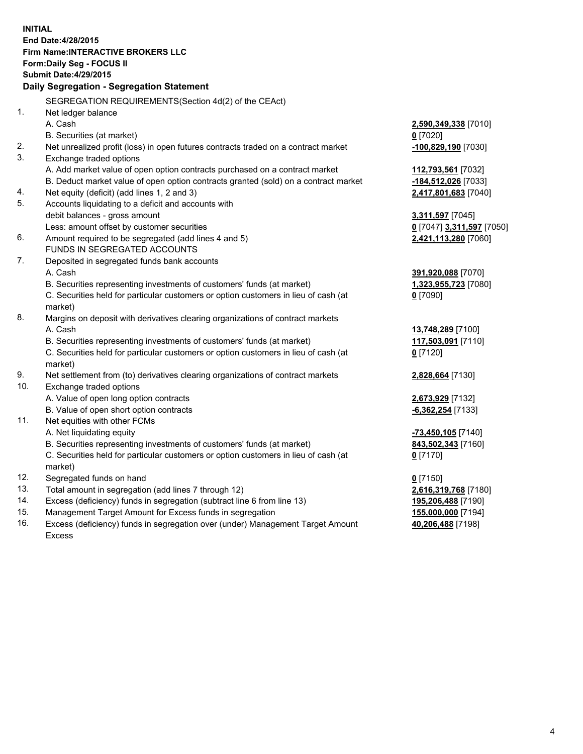**INITIAL**
**End Date:4/28/2015**
**Firm Name:INTERACTIVE BROKERS LLC**
**Form:Daily Seg - FOCUS II**
**Submit Date:4/29/2015**

## Daily Segregation - Segregation Statement

SEGREGATION REQUIREMENTS(Section 4d(2) of the CEAct)

| | | |
|---|---|---|
| 1. | Net ledger balance | |
| | A. Cash | **2,590,349,338** [7010] |
| | B. Securities (at market) | **0** [7020] |
| 2. | Net unrealized profit (loss) in open futures contracts traded on a contract market | **-100,829,190** [7030] |
| 3. | Exchange traded options | |
| | A. Add market value of open option contracts purchased on a contract market | **112,793,561** [7032] |
| | B. Deduct market value of open option contracts granted (sold) on a contract market | **-184,512,026** [7033] |
| 4. | Net equity (deficit) (add lines 1, 2 and 3) | **2,417,801,683** [7040] |
| 5. | Accounts liquidating to a deficit and accounts with debit balances - gross amount | **3,311,597** [7045] |
| | Less: amount offset by customer securities | **0** [7047] **3,311,597** [7050] |
| 6. | Amount required to be segregated (add lines 4 and 5) | **2,421,113,280** [7060] |
| | FUNDS IN SEGREGATED ACCOUNTS | |
| 7. | Deposited in segregated funds bank accounts | |
| | A. Cash | **391,920,088** [7070] |
| | B. Securities representing investments of customers' funds (at market) | **1,323,955,723** [7080] |
| | C. Securities held for particular customers or option customers in lieu of cash (at market) | **0** [7090] |
| 8. | Margins on deposit with derivatives clearing organizations of contract markets | |
| | A. Cash | **13,748,289** [7100] |
| | B. Securities representing investments of customers' funds (at market) | **117,503,091** [7110] |
| | C. Securities held for particular customers or option customers in lieu of cash (at market) | **0** [7120] |
| 9. | Net settlement from (to) derivatives clearing organizations of contract markets | **2,828,664** [7130] |
| 10. | Exchange traded options | |
| | A. Value of open long option contracts | **2,673,929** [7132] |
| | B. Value of open short option contracts | **-6,362,254** [7133] |
| 11. | Net equities with other FCMs | |
| | A. Net liquidating equity | **-73,450,105** [7140] |
| | B. Securities representing investments of customers' funds (at market) | **843,502,343** [7160] |
| | C. Securities held for particular customers or option customers in lieu of cash (at market) | **0** [7170] |
| 12. | Segregated funds on hand | **0** [7150] |
| 13. | Total amount in segregation (add lines 7 through 12) | **2,616,319,768** [7180] |
| 14. | Excess (deficiency) funds in segregation (subtract line 6 from line 13) | **195,206,488** [7190] |
| 15. | Management Target Amount for Excess funds in segregation | **155,000,000** [7194] |
| 16. | Excess (deficiency) funds in segregation over (under) Management Target Amount Excess | **40,206,488** [7198] |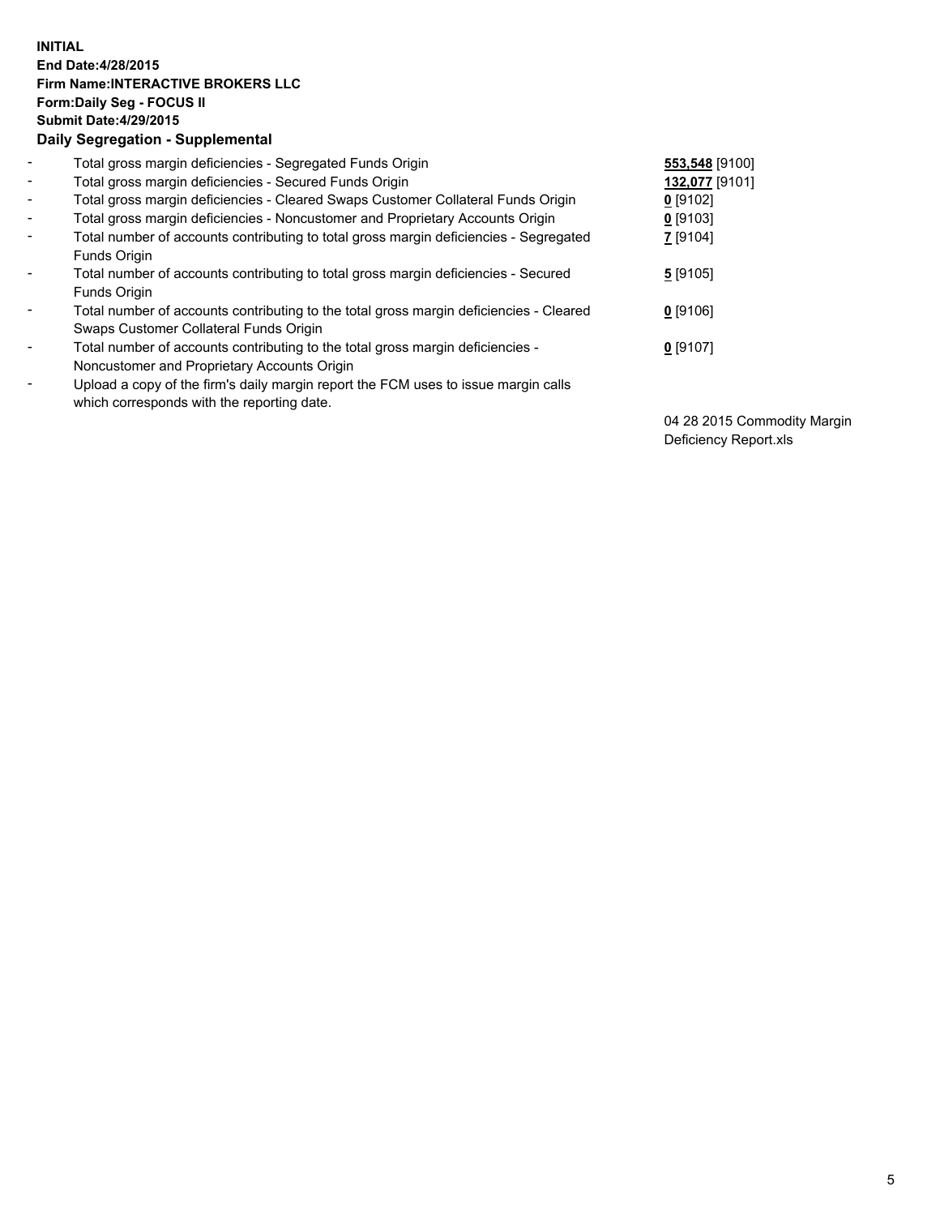**INITIAL**
**End Date:4/28/2015**
**Firm Name:INTERACTIVE BROKERS LLC**
**Form:Daily Seg - FOCUS II**
**Submit Date:4/29/2015**
**Daily Segregation - Supplemental**

| | | |
|---|---|---|
| - | Total gross margin deficiencies - Segregated Funds Origin | **553,548** [9100] |
| - | Total gross margin deficiencies - Secured Funds Origin | **132,077** [9101] |
| - | Total gross margin deficiencies - Cleared Swaps Customer Collateral Funds Origin | **0** [9102] |
| - | Total gross margin deficiencies - Noncustomer and Proprietary Accounts Origin | **0** [9103] |
| - | Total number of accounts contributing to total gross margin deficiencies - Segregated Funds Origin | **7** [9104] |
| - | Total number of accounts contributing to total gross margin deficiencies - Secured Funds Origin | **5** [9105] |
| - | Total number of accounts contributing to the total gross margin deficiencies - Cleared Swaps Customer Collateral Funds Origin | **0** [9106] |
| - | Total number of accounts contributing to the total gross margin deficiencies - Noncustomer and Proprietary Accounts Origin | **0** [9107] |
| - | Upload a copy of the firm's daily margin report the FCM uses to issue margin calls which corresponds with the reporting date. | 04 28 2015 Commodity Margin Deficiency Report.xls |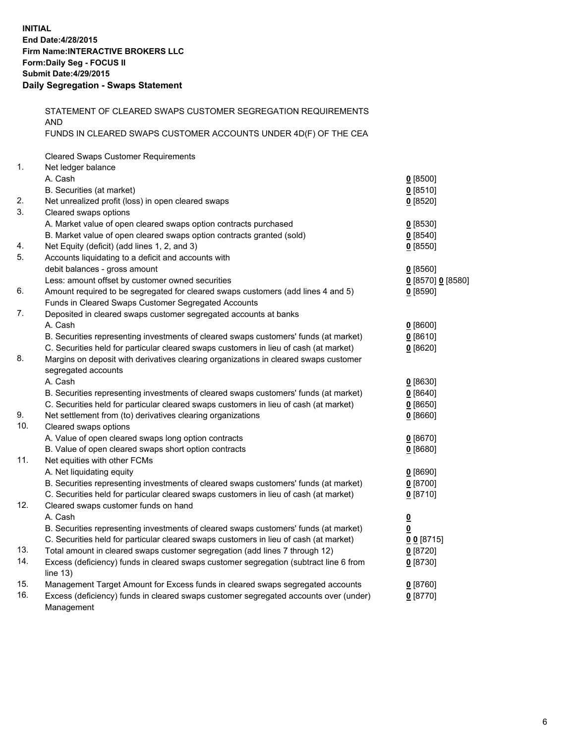**INITIAL**
**End Date:4/28/2015**
**Firm Name:INTERACTIVE BROKERS LLC**
**Form:Daily Seg - FOCUS II**
**Submit Date:4/29/2015**
**Daily Segregation - Swaps Statement**

STATEMENT OF CLEARED SWAPS CUSTOMER SEGREGATION REQUIREMENTS AND FUNDS IN CLEARED SWAPS CUSTOMER ACCOUNTS UNDER 4D(F) OF THE CEA

| | | |
|---|---|---|
| | Cleared Swaps Customer Requirements | |
| 1. | Net ledger balance | |
| | A. Cash | 0 [8500] |
| | B. Securities (at market) | 0 [8510] |
| 2. | Net unrealized profit (loss) in open cleared swaps | 0 [8520] |
| 3. | Cleared swaps options | |
| | A. Market value of open cleared swaps option contracts purchased | 0 [8530] |
| | B. Market value of open cleared swaps option contracts granted (sold) | 0 [8540] |
| 4. | Net Equity (deficit) (add lines 1, 2, and 3) | 0 [8550] |
| 5. | Accounts liquidating to a deficit and accounts with debit balances - gross amount | 0 [8560] |
| | Less: amount offset by customer owned securities | 0 [8570] 0 [8580] |
| 6. | Amount required to be segregated for cleared swaps customers (add lines 4 and 5) | 0 [8590] |
| | Funds in Cleared Swaps Customer Segregated Accounts | |
| 7. | Deposited in cleared swaps customer segregated accounts at banks | |
| | A. Cash | 0 [8600] |
| | B. Securities representing investments of cleared swaps customers' funds (at market) | 0 [8610] |
| | C. Securities held for particular cleared swaps customers in lieu of cash (at market) | 0 [8620] |
| 8. | Margins on deposit with derivatives clearing organizations in cleared swaps customer segregated accounts | |
| | A. Cash | 0 [8630] |
| | B. Securities representing investments of cleared swaps customers' funds (at market) | 0 [8640] |
| | C. Securities held for particular cleared swaps customers in lieu of cash (at market) | 0 [8650] |
| 9. | Net settlement from (to) derivatives clearing organizations | 0 [8660] |
| 10. | Cleared swaps options | |
| | A. Value of open cleared swaps long option contracts | 0 [8670] |
| | B. Value of open cleared swaps short option contracts | 0 [8680] |
| 11. | Net equities with other FCMs | |
| | A. Net liquidating equity | 0 [8690] |
| | B. Securities representing investments of cleared swaps customers' funds (at market) | 0 [8700] |
| | C. Securities held for particular cleared swaps customers in lieu of cash (at market) | 0 [8710] |
| 12. | Cleared swaps customer funds on hand | |
| | A. Cash | 0 |
| | B. Securities representing investments of cleared swaps customers' funds (at market) | 0 |
| | C. Securities held for particular cleared swaps customers in lieu of cash (at market) | 0 0 [8715] |
| 13. | Total amount in cleared swaps customer segregation (add lines 7 through 12) | 0 [8720] |
| 14. | Excess (deficiency) funds in cleared swaps customer segregation (subtract line 6 from line 13) | 0 [8730] |
| 15. | Management Target Amount for Excess funds in cleared swaps segregated accounts | 0 [8760] |
| 16. | Excess (deficiency) funds in cleared swaps customer segregated accounts over (under) Management | 0 [8770] |